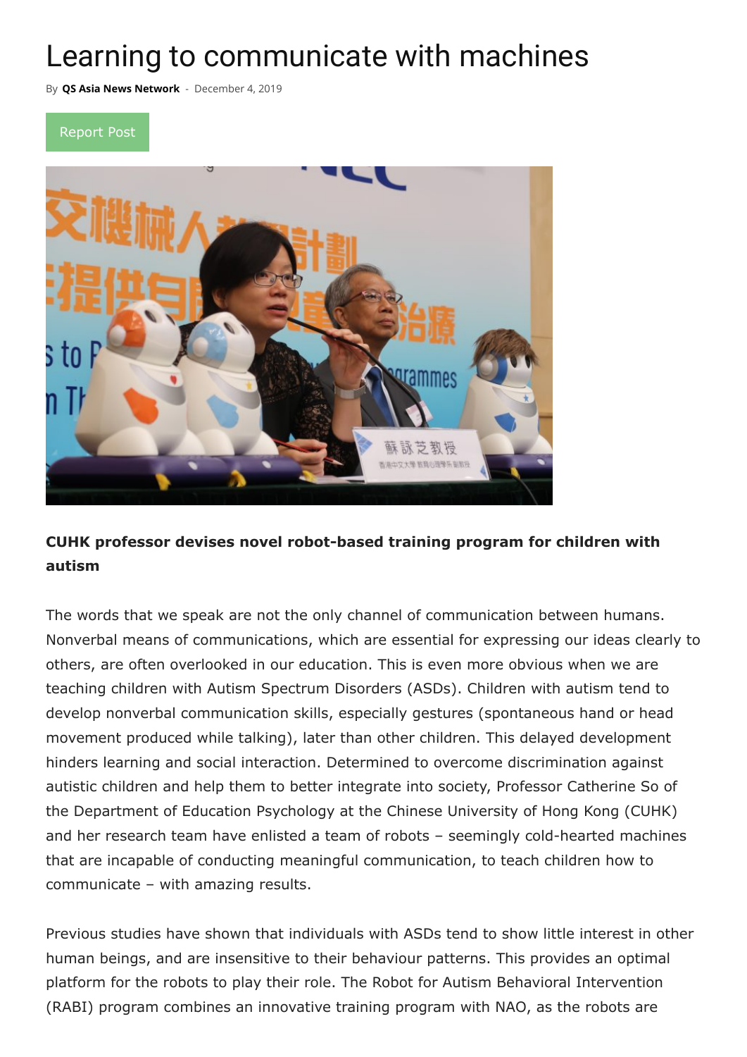# Learning to communicate with machines

By **QS Asia News Network** - December 4, 2019

Report Post

**CUHK professor devises novel robot-based training program for children with autism**

The words that we speak are not the only channel of communication between humans. Nonverbal means of communications, which are essential for expressing our ideas clearly to others, are often overlooked in our education. This is even more obvious when we are teaching children with Autism Spectrum Disorders (ASDs). Children with autism tend to develop nonverbal communication skills, especially gestures (spontaneous hand or head movement produced while talking), later than other children. This delayed development hinders learning and social interaction. Determined to overcome discrimination against autistic children and help them to better integrate into society, Professor Catherine So of the Department of Education Psychology at the Chinese University of Hong Kong (CUHK) and her research team have enlisted a team of robots – seemingly cold-hearted machines that are incapable of conducting meaningful communication, to teach children how to communicate – with amazing results.

Previous studies have shown that individuals with ASDs tend to show little interest in other human beings, and are insensitive to their behaviour patterns. This provides an optimal platform for the robots to play their role. The Robot for Autism Behavioral Intervention (RABI) program combines an innovative training program with NAO, as the robots are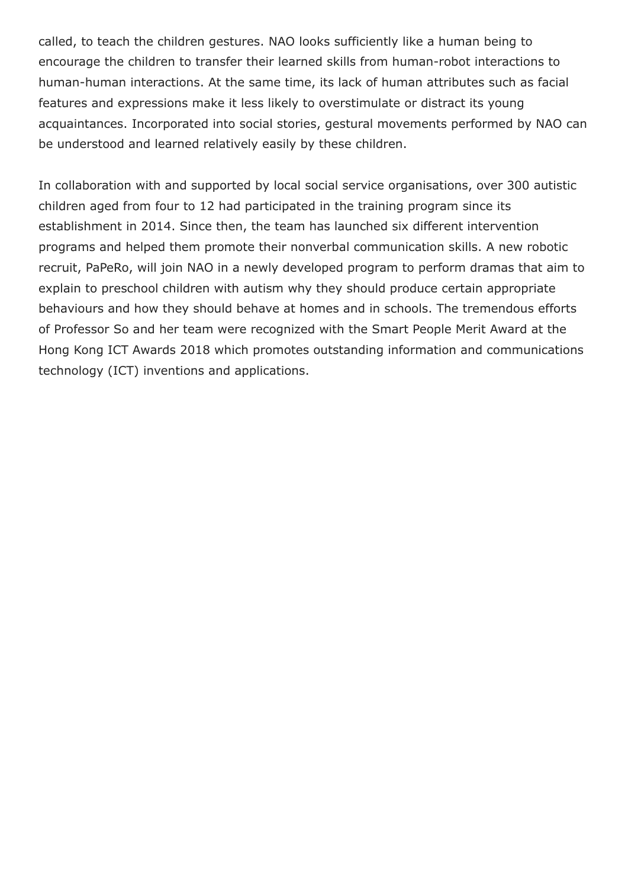called, to teach the children gestures. NAO looks sufficiently like a human being to encourage the children to transfer their learned skills from human-robot interactions to human-human interactions. At the same time, its lack of human attributes such as facial features and expressions make it less likely to overstimulate or distract its young acquaintances. Incorporated into social stories, gestural movements performed by NAO can be understood and learned relatively easily by these children.

In collaboration with and supported by local social service organisations, over 300 autistic children aged from four to 12 had participated in the training program since its establishment in 2014. Since then, the team has launched six different intervention programs and helped them promote their nonverbal communication skills. A new robotic recruit, PaPeRo, will join NAO in a newly developed program to perform dramas that aim to explain to preschool children with autism why they should produce certain appropriate behaviours and how they should behave at homes and in schools. The tremendous efforts of Professor So and her team were recognized with the Smart People Merit Award at the Hong Kong ICT Awards 2018 which promotes outstanding information and communications technology (ICT) inventions and applications.